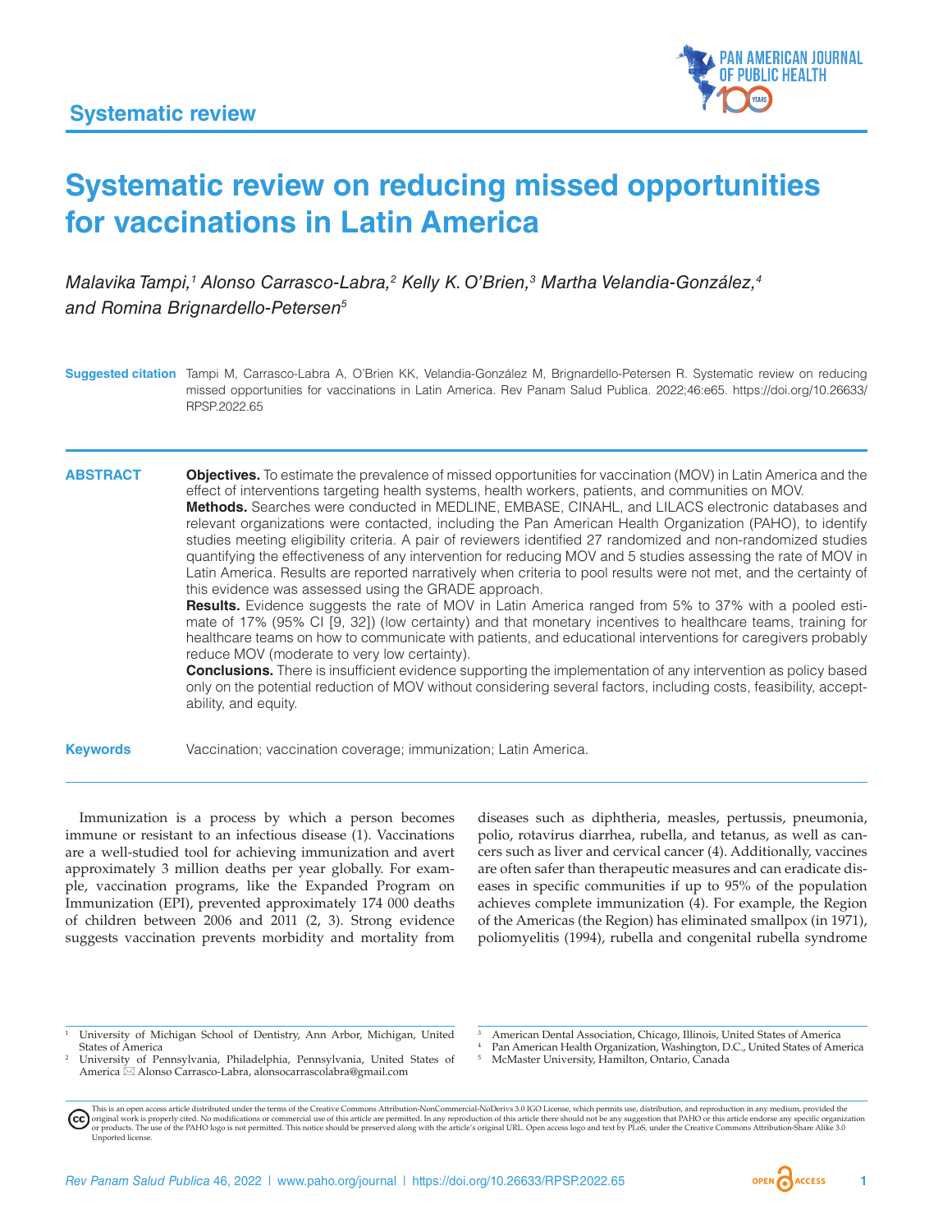Systematic review

# Systematic review on reducing missed opportunities for vaccinations in Latin America

*Malavika Tampi,[1] Alonso Carrasco-Labra,[2] Kelly K. O'Brien,[3] Martha Velandia-González,[4] and Romina Brignardello-Petersen[5]*

**Suggested citation** Tampi M, Carrasco-Labra A, O'Brien KK, Velandia-González M, Brignardello-Petersen R. Systematic review on reducing missed opportunities for vaccinations in Latin America. Rev Panam Salud Publica. 2022;46:e65. https://doi.org/10.26633/RPSP.2022.65

## ABSTRACT

**Objectives.** To estimate the prevalence of missed opportunities for vaccination (MOV) in Latin America and the effect of interventions targeting health systems, health workers, patients, and communities on MOV.

**Methods.** Searches were conducted in MEDLINE, EMBASE, CINAHL, and LILACS electronic databases and relevant organizations were contacted, including the Pan American Health Organization (PAHO), to identify studies meeting eligibility criteria. A pair of reviewers identified 27 randomized and non-randomized studies quantifying the effectiveness of any intervention for reducing MOV and 5 studies assessing the rate of MOV in Latin America. Results are reported narratively when criteria to pool results were not met, and the certainty of this evidence was assessed using the GRADE approach.

**Results.** Evidence suggests the rate of MOV in Latin America ranged from 5% to 37% with a pooled estimate of 17% (95% CI [9, 32]) (low certainty) and that monetary incentives to healthcare teams, training for healthcare teams on how to communicate with patients, and educational interventions for caregivers probably reduce MOV (moderate to very low certainty).

**Conclusions.** There is insufficient evidence supporting the implementation of any intervention as policy based only on the potential reduction of MOV without considering several factors, including costs, feasibility, acceptability, and equity.

**Keywords** Vaccination; vaccination coverage; immunization; Latin America.

Immunization is a process by which a person becomes immune or resistant to an infectious disease (1). Vaccinations are a well-studied tool for achieving immunization and avert approximately 3 million deaths per year globally. For example, vaccination programs, like the Expanded Program on Immunization (EPI), prevented approximately 174 000 deaths of children between 2006 and 2011 (2, 3). Strong evidence suggests vaccination prevents morbidity and mortality from diseases such as diphtheria, measles, pertussis, pneumonia, polio, rotavirus diarrhea, rubella, and tetanus, as well as cancers such as liver and cervical cancer (4). Additionally, vaccines are often safer than therapeutic measures and can eradicate diseases in specific communities if up to 95% of the population achieves complete immunization (4). For example, the Region of the Americas (the Region) has eliminated smallpox (in 1971), poliomyelitis (1994), rubella and congenital rubella syndrome

---

[1] University of Michigan School of Dentistry, Ann Arbor, Michigan, United States of America

[2] University of Pennsylvania, Philadelphia, Pennsylvania, United States of America ✉ Alonso Carrasco-Labra, alonsocarrascolabra@gmail.com

[3] American Dental Association, Chicago, Illinois, United States of America

[4] Pan American Health Organization, Washington, D.C., United States of America

[5] McMaster University, Hamilton, Ontario, Canada

This is an open access article distributed under the terms of the Creative Commons Attribution-NonCommercial-NoDerivs 3.0 IGO License, which permits use, distribution, and reproduction in any medium, provided the original work is properly cited. No modifications or commercial use of this article are permitted. In any reproduction of this article there should not be any suggestion that PAHO or this article endorse any specific organization or products. The use of the PAHO logo is not permitted. This notice should be preserved along with the article's original URL. Open access logo and text by PLoS, under the Creative Commons Attribution-Share Alike 3.0 Unported license.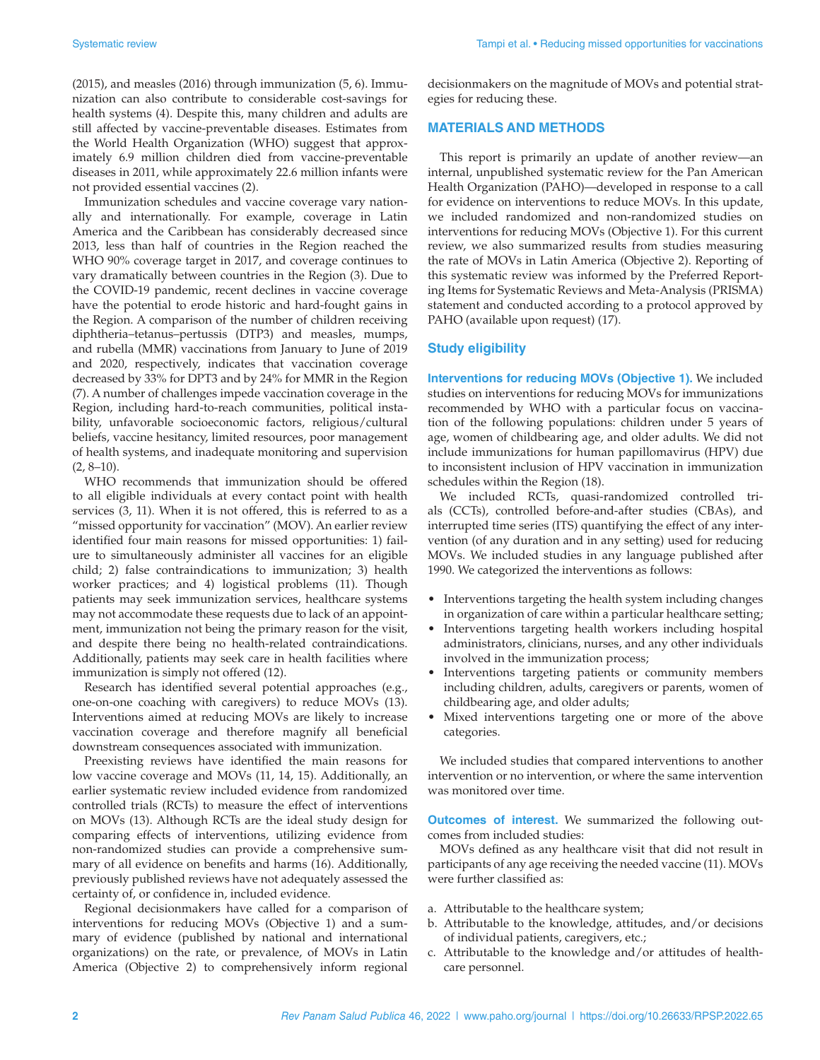(2015), and measles (2016) through immunization (5, 6). Immunization can also contribute to considerable cost-savings for health systems (4). Despite this, many children and adults are still affected by vaccine-preventable diseases. Estimates from the World Health Organization (WHO) suggest that approximately 6.9 million children died from vaccine-preventable diseases in 2011, while approximately 22.6 million infants were not provided essential vaccines (2).

Immunization schedules and vaccine coverage vary nationally and internationally. For example, coverage in Latin America and the Caribbean has considerably decreased since 2013, less than half of countries in the Region reached the WHO 90% coverage target in 2017, and coverage continues to vary dramatically between countries in the Region (3). Due to the COVID-19 pandemic, recent declines in vaccine coverage have the potential to erode historic and hard-fought gains in the Region. A comparison of the number of children receiving diphtheria–tetanus–pertussis (DTP3) and measles, mumps, and rubella (MMR) vaccinations from January to June of 2019 and 2020, respectively, indicates that vaccination coverage decreased by 33% for DPT3 and by 24% for MMR in the Region (7). A number of challenges impede vaccination coverage in the Region, including hard-to-reach communities, political instability, unfavorable socioeconomic factors, religious/cultural beliefs, vaccine hesitancy, limited resources, poor management of health systems, and inadequate monitoring and supervision (2, 8–10).

WHO recommends that immunization should be offered to all eligible individuals at every contact point with health services (3, 11). When it is not offered, this is referred to as a "missed opportunity for vaccination" (MOV). An earlier review identified four main reasons for missed opportunities: 1) failure to simultaneously administer all vaccines for an eligible child; 2) false contraindications to immunization; 3) health worker practices; and 4) logistical problems (11). Though patients may seek immunization services, healthcare systems may not accommodate these requests due to lack of an appointment, immunization not being the primary reason for the visit, and despite there being no health-related contraindications. Additionally, patients may seek care in health facilities where immunization is simply not offered (12).

Research has identified several potential approaches (e.g., one-on-one coaching with caregivers) to reduce MOVs (13). Interventions aimed at reducing MOVs are likely to increase vaccination coverage and therefore magnify all beneficial downstream consequences associated with immunization.

Preexisting reviews have identified the main reasons for low vaccine coverage and MOVs (11, 14, 15). Additionally, an earlier systematic review included evidence from randomized controlled trials (RCTs) to measure the effect of interventions on MOVs (13). Although RCTs are the ideal study design for comparing effects of interventions, utilizing evidence from non-randomized studies can provide a comprehensive summary of all evidence on benefits and harms (16). Additionally, previously published reviews have not adequately assessed the certainty of, or confidence in, included evidence.

Regional decisionmakers have called for a comparison of interventions for reducing MOVs (Objective 1) and a summary of evidence (published by national and international organizations) on the rate, or prevalence, of MOVs in Latin America (Objective 2) to comprehensively inform regional decisionmakers on the magnitude of MOVs and potential strategies for reducing these.

## MATERIALS AND METHODS

This report is primarily an update of another review—an internal, unpublished systematic review for the Pan American Health Organization (PAHO)—developed in response to a call for evidence on interventions to reduce MOVs. In this update, we included randomized and non-randomized studies on interventions for reducing MOVs (Objective 1). For this current review, we also summarized results from studies measuring the rate of MOVs in Latin America (Objective 2). Reporting of this systematic review was informed by the Preferred Reporting Items for Systematic Reviews and Meta-Analysis (PRISMA) statement and conducted according to a protocol approved by PAHO (available upon request) (17).

### Study eligibility

**Interventions for reducing MOVs (Objective 1).** We included studies on interventions for reducing MOVs for immunizations recommended by WHO with a particular focus on vaccination of the following populations: children under 5 years of age, women of childbearing age, and older adults. We did not include immunizations for human papillomavirus (HPV) due to inconsistent inclusion of HPV vaccination in immunization schedules within the Region (18).

We included RCTs, quasi-randomized controlled trials (CCTs), controlled before-and-after studies (CBAs), and interrupted time series (ITS) quantifying the effect of any intervention (of any duration and in any setting) used for reducing MOVs. We included studies in any language published after 1990. We categorized the interventions as follows:

- Interventions targeting the health system including changes in organization of care within a particular healthcare setting;
- Interventions targeting health workers including hospital administrators, clinicians, nurses, and any other individuals involved in the immunization process;
- Interventions targeting patients or community members including children, adults, caregivers or parents, women of childbearing age, and older adults;
- Mixed interventions targeting one or more of the above categories.

We included studies that compared interventions to another intervention or no intervention, or where the same intervention was monitored over time.

**Outcomes of interest.** We summarized the following outcomes from included studies:

MOVs defined as any healthcare visit that did not result in participants of any age receiving the needed vaccine (11). MOVs were further classified as:

a. Attributable to the healthcare system;
b. Attributable to the knowledge, attitudes, and/or decisions of individual patients, caregivers, etc.;
c. Attributable to the knowledge and/or attitudes of healthcare personnel.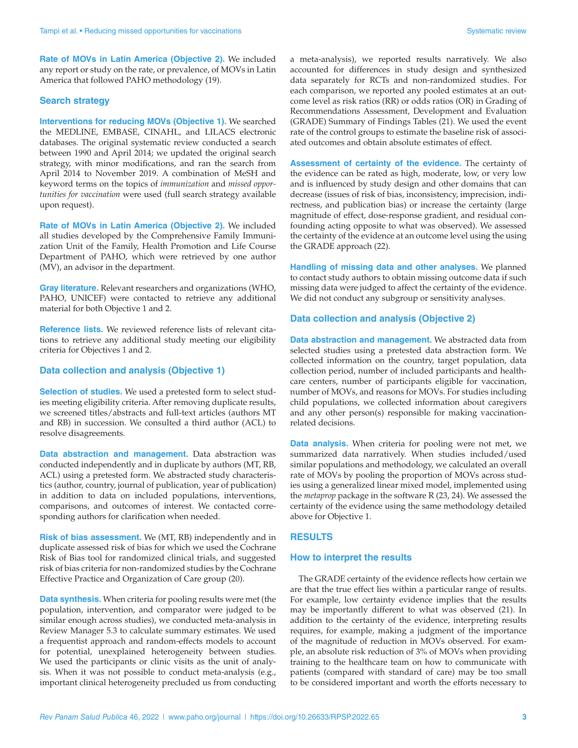**Rate of MOVs in Latin America (Objective 2).** We included any report or study on the rate, or prevalence, of MOVs in Latin America that followed PAHO methodology (19).

### Search strategy

**Interventions for reducing MOVs (Objective 1).** We searched the MEDLINE, EMBASE, CINAHL, and LILACS electronic databases. The original systematic review conducted a search between 1990 and April 2014; we updated the original search strategy, with minor modifications, and ran the search from April 2014 to November 2019. A combination of MeSH and keyword terms on the topics of *immunization* and *missed opportunities for vaccination* were used (full search strategy available upon request).

**Rate of MOVs in Latin America (Objective 2).** We included all studies developed by the Comprehensive Family Immunization Unit of the Family, Health Promotion and Life Course Department of PAHO, which were retrieved by one author (MV), an advisor in the department.

**Gray literature.** Relevant researchers and organizations (WHO, PAHO, UNICEF) were contacted to retrieve any additional material for both Objective 1 and 2.

**Reference lists.** We reviewed reference lists of relevant citations to retrieve any additional study meeting our eligibility criteria for Objectives 1 and 2.

### Data collection and analysis (Objective 1)

**Selection of studies.** We used a pretested form to select studies meeting eligibility criteria. After removing duplicate results, we screened titles/abstracts and full-text articles (authors MT and RB) in succession. We consulted a third author (ACL) to resolve disagreements.

**Data abstraction and management.** Data abstraction was conducted independently and in duplicate by authors (MT, RB, ACL) using a pretested form. We abstracted study characteristics (author, country, journal of publication, year of publication) in addition to data on included populations, interventions, comparisons, and outcomes of interest. We contacted corresponding authors for clarification when needed.

**Risk of bias assessment.** We (MT, RB) independently and in duplicate assessed risk of bias for which we used the Cochrane Risk of Bias tool for randomized clinical trials, and suggested risk of bias criteria for non-randomized studies by the Cochrane Effective Practice and Organization of Care group (20).

**Data synthesis.** When criteria for pooling results were met (the population, intervention, and comparator were judged to be similar enough across studies), we conducted meta-analysis in Review Manager 5.3 to calculate summary estimates. We used a frequentist approach and random-effects models to account for potential, unexplained heterogeneity between studies. We used the participants or clinic visits as the unit of analysis. When it was not possible to conduct meta-analysis (e.g., important clinical heterogeneity precluded us from conducting a meta-analysis), we reported results narratively. We also accounted for differences in study design and synthesized data separately for RCTs and non-randomized studies. For each comparison, we reported any pooled estimates at an outcome level as risk ratios (RR) or odds ratios (OR) in Grading of Recommendations Assessment, Development and Evaluation (GRADE) Summary of Findings Tables (21). We used the event rate of the control groups to estimate the baseline risk of associated outcomes and obtain absolute estimates of effect.

**Assessment of certainty of the evidence.** The certainty of the evidence can be rated as high, moderate, low, or very low and is influenced by study design and other domains that can decrease (issues of risk of bias, inconsistency, imprecision, indirectness, and publication bias) or increase the certainty (large magnitude of effect, dose-response gradient, and residual confounding acting opposite to what was observed). We assessed the certainty of the evidence at an outcome level using the using the GRADE approach (22).

**Handling of missing data and other analyses.** We planned to contact study authors to obtain missing outcome data if such missing data were judged to affect the certainty of the evidence. We did not conduct any subgroup or sensitivity analyses.

### Data collection and analysis (Objective 2)

**Data abstraction and management.** We abstracted data from selected studies using a pretested data abstraction form. We collected information on the country, target population, data collection period, number of included participants and healthcare centers, number of participants eligible for vaccination, number of MOVs, and reasons for MOVs. For studies including child populations, we collected information about caregivers and any other person(s) responsible for making vaccination-related decisions.

**Data analysis.** When criteria for pooling were not met, we summarized data narratively. When studies included/used similar populations and methodology, we calculated an overall rate of MOVs by pooling the proportion of MOVs across studies using a generalized linear mixed model, implemented using the *metaprop* package in the software R (23, 24). We assessed the certainty of the evidence using the same methodology detailed above for Objective 1.

## RESULTS

### How to interpret the results

The GRADE certainty of the evidence reflects how certain we are that the true effect lies within a particular range of results. For example, low certainty evidence implies that the results may be importantly different to what was observed (21). In addition to the certainty of the evidence, interpreting results requires, for example, making a judgment of the importance of the magnitude of reduction in MOVs observed. For example, an absolute risk reduction of 3% of MOVs when providing training to the healthcare team on how to communicate with patients (compared with standard of care) may be too small to be considered important and worth the efforts necessary to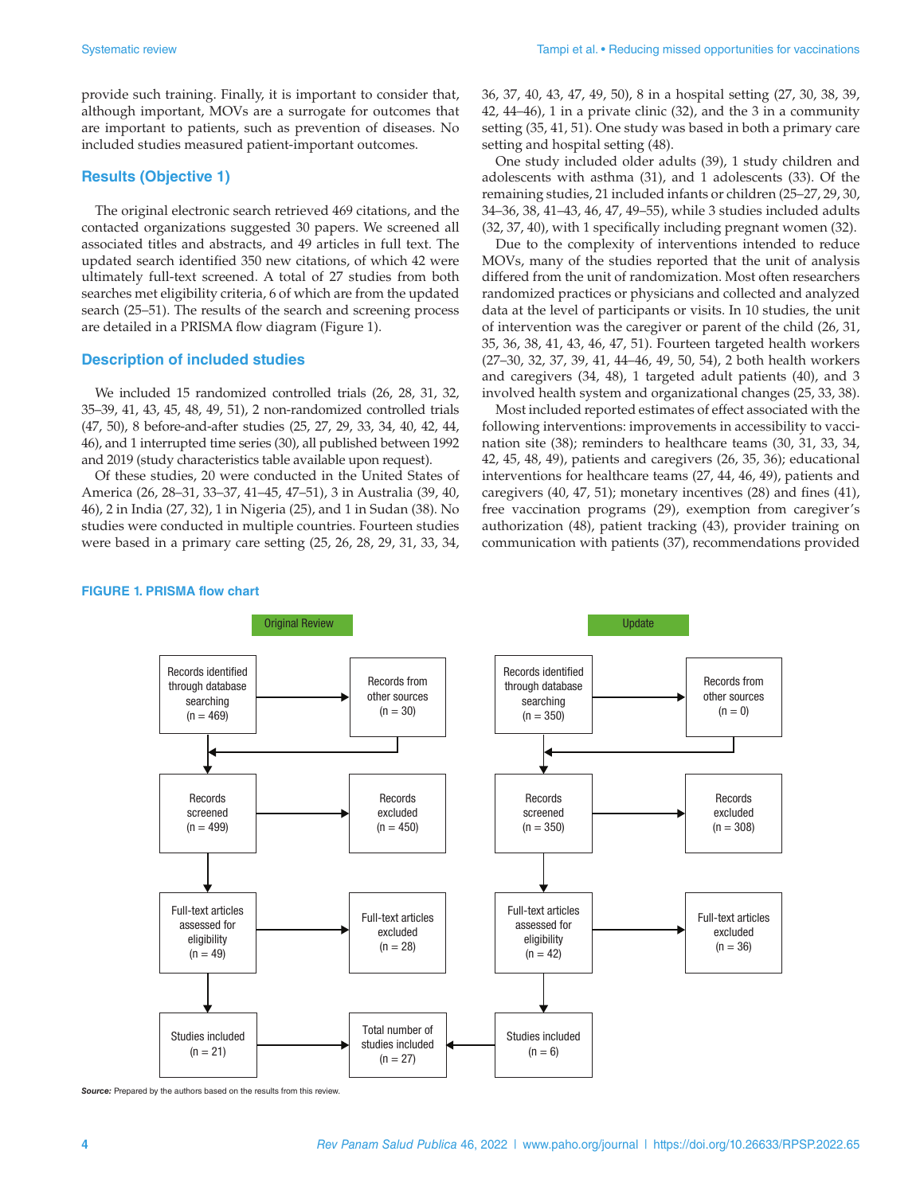provide such training. Finally, it is important to consider that, although important, MOVs are a surrogate for outcomes that are important to patients, such as prevention of diseases. No included studies measured patient-important outcomes.

## Results (Objective 1)

The original electronic search retrieved 469 citations, and the contacted organizations suggested 30 papers. We screened all associated titles and abstracts, and 49 articles in full text. The updated search identified 350 new citations, of which 42 were ultimately full-text screened. A total of 27 studies from both searches met eligibility criteria, 6 of which are from the updated search (25–51). The results of the search and screening process are detailed in a PRISMA flow diagram (Figure 1).

## Description of included studies

We included 15 randomized controlled trials (26, 28, 31, 32, 35–39, 41, 43, 45, 48, 49, 51), 2 non-randomized controlled trials (47, 50), 8 before-and-after studies (25, 27, 29, 33, 34, 40, 42, 44, 46), and 1 interrupted time series (30), all published between 1992 and 2019 (study characteristics table available upon request).

Of these studies, 20 were conducted in the United States of America (26, 28–31, 33–37, 41–45, 47–51), 3 in Australia (39, 40, 46), 2 in India (27, 32), 1 in Nigeria (25), and 1 in Sudan (38). No studies were conducted in multiple countries. Fourteen studies were based in a primary care setting (25, 26, 28, 29, 31, 33, 34, 36, 37, 40, 43, 47, 49, 50), 8 in a hospital setting (27, 30, 38, 39, 42, 44–46), 1 in a private clinic (32), and the 3 in a community setting (35, 41, 51). One study was based in both a primary care setting and hospital setting (48).

One study included older adults (39), 1 study children and adolescents with asthma (31), and 1 adolescents (33). Of the remaining studies, 21 included infants or children (25–27, 29, 30, 34–36, 38, 41–43, 46, 47, 49–55), while 3 studies included adults (32, 37, 40), with 1 specifically including pregnant women (32).

Due to the complexity of interventions intended to reduce MOVs, many of the studies reported that the unit of analysis differed from the unit of randomization. Most often researchers randomized practices or physicians and collected and analyzed data at the level of participants or visits. In 10 studies, the unit of intervention was the caregiver or parent of the child (26, 31, 35, 36, 38, 41, 43, 46, 47, 51). Fourteen targeted health workers (27–30, 32, 37, 39, 41, 44–46, 49, 50, 54), 2 both health workers and caregivers (34, 48), 1 targeted adult patients (40), and 3 involved health system and organizational changes (25, 33, 38).

Most included reported estimates of effect associated with the following interventions: improvements in accessibility to vaccination site (38); reminders to healthcare teams (30, 31, 33, 34, 42, 45, 48, 49), patients and caregivers (26, 35, 36); educational interventions for healthcare teams (27, 44, 46, 49), patients and caregivers (40, 47, 51); monetary incentives (28) and fines (41), free vaccination programs (29), exemption from caregiver's authorization (48), patient tracking (43), provider training on communication with patients (37), recommendations provided

**FIGURE 1. PRISMA flow chart**

| | Original Review | Update |
|---|---|---|
| Records identified through database searching | n = 469 | n = 350 |
| Records from other sources | n = 30 | n = 0 |
| Records screened | n = 499 | n = 350 |
| Records excluded | n = 450 | n = 308 |
| Full-text articles assessed for eligibility | n = 49 | n = 42 |
| Full-text articles excluded | n = 28 | n = 36 |
| Studies included | n = 21 | n = 6 |

Total number of studies included (n = 27)

***Source:*** Prepared by the authors based on the results from this review.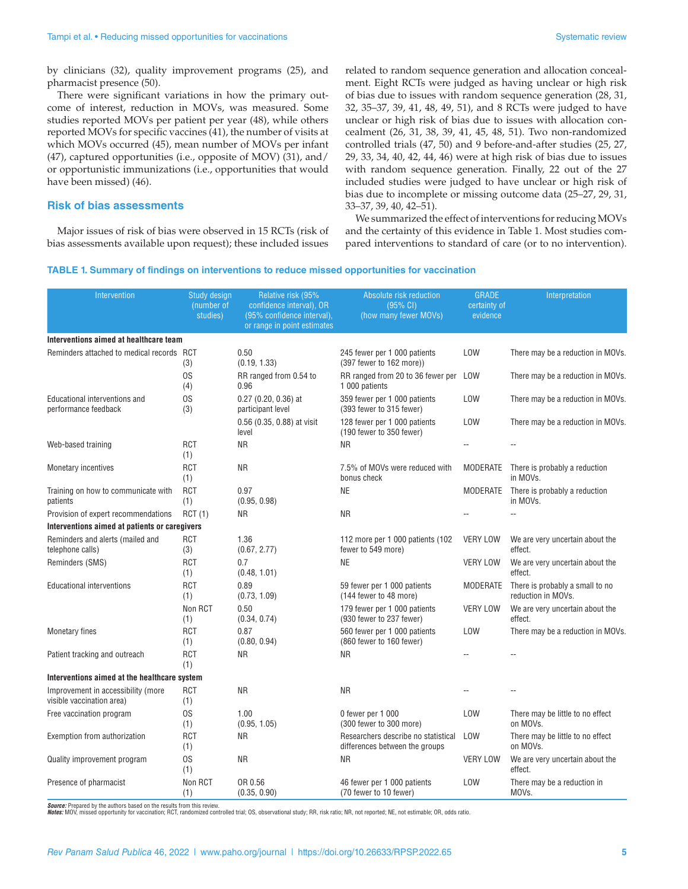by clinicians (32), quality improvement programs (25), and pharmacist presence (50).

There were significant variations in how the primary outcome of interest, reduction in MOVs, was measured. Some studies reported MOVs per patient per year (48), while others reported MOVs for specific vaccines (41), the number of visits at which MOVs occurred (45), mean number of MOVs per infant (47), captured opportunities (i.e., opposite of MOV) (31), and/or opportunistic immunizations (i.e., opportunities that would have been missed) (46).

## Risk of bias assessments

Major issues of risk of bias were observed in 15 RCTs (risk of bias assessments available upon request); these included issues related to random sequence generation and allocation concealment. Eight RCTs were judged as having unclear or high risk of bias due to issues with random sequence generation (28, 31, 32, 35–37, 39, 41, 48, 49, 51), and 8 RCTs were judged to have unclear or high risk of bias due to issues with allocation concealment (26, 31, 38, 39, 41, 45, 48, 51). Two non-randomized controlled trials (47, 50) and 9 before-and-after studies (25, 27, 29, 33, 34, 40, 42, 44, 46) were at high risk of bias due to issues with random sequence generation. Finally, 22 out of the 27 included studies were judged to have unclear or high risk of bias due to incomplete or missing outcome data (25–27, 29, 31, 33–37, 39, 40, 42–51).

We summarized the effect of interventions for reducing MOVs and the certainty of this evidence in Table 1. Most studies compared interventions to standard of care (or to no intervention).

**TABLE 1. Summary of findings on interventions to reduce missed opportunities for vaccination**

| Intervention | Study design (number of studies) | Relative risk (95% confidence interval), OR (95% confidence interval), or range in point estimates | Absolute risk reduction (95% CI) (how many fewer MOVs) | GRADE certainty of evidence | Interpretation |
|---|---|---|---|---|---|
| **Interventions aimed at healthcare team** | | | | | |
| Reminders attached to medical records | RCT (3) | 0.50 (0.19, 1.33) | 245 fewer per 1 000 patients (397 fewer to 162 more)) | LOW | There may be a reduction in MOVs. |
| | OS (4) | RR ranged from 0.54 to 0.96 | RR ranged from 20 to 36 fewer per 1 000 patients | LOW | There may be a reduction in MOVs. |
| Educational interventions and performance feedback | OS (3) | 0.27 (0.20, 0.36) at participant level | 359 fewer per 1 000 patients (393 fewer to 315 fewer) | LOW | There may be a reduction in MOVs. |
| | | 0.56 (0.35, 0.88) at visit level | 128 fewer per 1 000 patients (190 fewer to 350 fewer) | LOW | There may be a reduction in MOVs. |
| Web-based training | RCT (1) | NR | NR | -- | -- |
| Monetary incentives | RCT (1) | NR | 7.5% of MOVs were reduced with bonus check | MODERATE | There is probably a reduction in MOVs. |
| Training on how to communicate with patients | RCT (1) | 0.97 (0.95, 0.98) | NE | MODERATE | There is probably a reduction in MOVs. |
| Provision of expert recommendations | RCT (1) | NR | NR | -- | -- |
| **Interventions aimed at patients or caregivers** | | | | | |
| Reminders and alerts (mailed and telephone calls) | RCT (3) | 1.36 (0.67, 2.77) | 112 more per 1 000 patients (102 fewer to 549 more) | VERY LOW | We are very uncertain about the effect. |
| Reminders (SMS) | RCT (1) | 0.7 (0.48, 1.01) | NE | VERY LOW | We are very uncertain about the effect. |
| Educational interventions | RCT (1) | 0.89 (0.73, 1.09) | 59 fewer per 1 000 patients (144 fewer to 48 more) | MODERATE | There is probably a small to no reduction in MOVs. |
| | Non RCT (1) | 0.50 (0.34, 0.74) | 179 fewer per 1 000 patients (930 fewer to 237 fewer) | VERY LOW | We are very uncertain about the effect. |
| Monetary fines | RCT (1) | 0.87 (0.80, 0.94) | 560 fewer per 1 000 patients (860 fewer to 160 fewer) | LOW | There may be a reduction in MOVs. |
| Patient tracking and outreach | RCT (1) | NR | NR | -- | -- |
| **Interventions aimed at the healthcare system** | | | | | |
| Improvement in accessibility (more visible vaccination area) | RCT (1) | NR | NR | -- | -- |
| Free vaccination program | OS (1) | 1.00 (0.95, 1.05) | 0 fewer per 1 000 (300 fewer to 300 more) | LOW | There may be little to no effect on MOVs. |
| Exemption from authorization | RCT (1) | NR | Researchers describe no statistical differences between the groups | LOW | There may be little to no effect on MOVs. |
| Quality improvement program | OS (1) | NR | NR | VERY LOW | We are very uncertain about the effect. |
| Presence of pharmacist | Non RCT (1) | OR 0.56 (0.35, 0.90) | 46 fewer per 1 000 patients (70 fewer to 10 fewer) | LOW | There may be a reduction in MOVs. |

***Source:*** Prepared by the authors based on the results from this review.
***Notes:*** MOV, missed opportunity for vaccination; RCT, randomized controlled trial; OS, observational study; RR, risk ratio; NR, not reported; NE, not estimable; OR, odds ratio.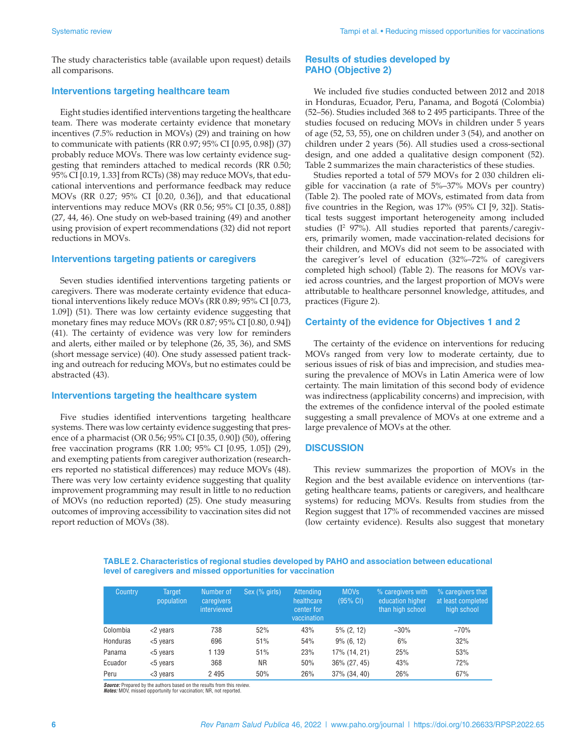The study characteristics table (available upon request) details all comparisons.

### Interventions targeting healthcare team

Eight studies identified interventions targeting the healthcare team. There was moderate certainty evidence that monetary incentives (7.5% reduction in MOVs) (29) and training on how to communicate with patients (RR 0.97; 95% CI [0.95, 0.98]) (37) probably reduce MOVs. There was low certainty evidence suggesting that reminders attached to medical records (RR 0.50; 95% CI [0.19, 1.33] from RCTs) (38) may reduce MOVs, that educational interventions and performance feedback may reduce MOVs (RR 0.27; 95% CI [0.20, 0.36]), and that educational interventions may reduce MOVs (RR 0.56; 95% CI [0.35, 0.88]) (27, 44, 46). One study on web-based training (49) and another using provision of expert recommendations (32) did not report reductions in MOVs.

### Interventions targeting patients or caregivers

Seven studies identified interventions targeting patients or caregivers. There was moderate certainty evidence that educational interventions likely reduce MOVs (RR 0.89; 95% CI [0.73, 1.09]) (51). There was low certainty evidence suggesting that monetary fines may reduce MOVs (RR 0.87; 95% CI [0.80, 0.94]) (41). The certainty of evidence was very low for reminders and alerts, either mailed or by telephone (26, 35, 36), and SMS (short message service) (40). One study assessed patient tracking and outreach for reducing MOVs, but no estimates could be abstracted (43).

### Interventions targeting the healthcare system

Five studies identified interventions targeting healthcare systems. There was low certainty evidence suggesting that presence of a pharmacist (OR 0.56; 95% CI [0.35, 0.90]) (50), offering free vaccination programs (RR 1.00; 95% CI [0.95, 1.05]) (29), and exempting patients from caregiver authorization (researchers reported no statistical differences) may reduce MOVs (48). There was very low certainty evidence suggesting that quality improvement programming may result in little to no reduction of MOVs (no reduction reported) (25). One study measuring outcomes of improving accessibility to vaccination sites did not report reduction of MOVs (38).

## Results of studies developed by PAHO (Objective 2)

We included five studies conducted between 2012 and 2018 in Honduras, Ecuador, Peru, Panama, and Bogotá (Colombia) (52–56). Studies included 368 to 2 495 participants. Three of the studies focused on reducing MOVs in children under 5 years of age (52, 53, 55), one on children under 3 (54), and another on children under 2 years (56). All studies used a cross-sectional design, and one added a qualitative design component (52). Table 2 summarizes the main characteristics of these studies.

Studies reported a total of 579 MOVs for 2 030 children eligible for vaccination (a rate of 5%–37% MOVs per country) (Table 2). The pooled rate of MOVs, estimated from data from five countries in the Region, was 17% (95% CI [9, 32]). Statistical tests suggest important heterogeneity among included studies ($I^2$ 97%). All studies reported that parents/caregivers, primarily women, made vaccination-related decisions for their children, and MOVs did not seem to be associated with the caregiver's level of education (32%–72% of caregivers completed high school) (Table 2). The reasons for MOVs varied across countries, and the largest proportion of MOVs were attributable to healthcare personnel knowledge, attitudes, and practices (Figure 2).

## Certainty of the evidence for Objectives 1 and 2

The certainty of the evidence on interventions for reducing MOVs ranged from very low to moderate certainty, due to serious issues of risk of bias and imprecision, and studies measuring the prevalence of MOVs in Latin America were of low certainty. The main limitation of this second body of evidence was indirectness (applicability concerns) and imprecision, with the extremes of the confidence interval of the pooled estimate suggesting a small prevalence of MOVs at one extreme and a large prevalence of MOVs at the other.

## DISCUSSION

This review summarizes the proportion of MOVs in the Region and the best available evidence on interventions (targeting healthcare teams, patients or caregivers, and healthcare systems) for reducing MOVs. Results from studies from the Region suggest that 17% of recommended vaccines are missed (low certainty evidence). Results also suggest that monetary

**TABLE 2. Characteristics of regional studies developed by PAHO and association between educational level of caregivers and missed opportunities for vaccination**

| Country | Target population | Number of caregivers interviewed | Sex (% girls) | Attending healthcare center for vaccination | MOVs (95% CI) | % caregivers with education higher than high school | % caregivers that at least completed high school |
|---|---|---|---|---|---|---|---|
| Colombia | <2 years | 738 | 52% | 43% | 5% (2, 12) | ~30% | ~70% |
| Honduras | <5 years | 696 | 51% | 54% | 9% (6, 12) | 6% | 32% |
| Panama | <5 years | 1 139 | 51% | 23% | 17% (14, 21) | 25% | 53% |
| Ecuador | <5 years | 368 | NR | 50% | 36% (27, 45) | 43% | 72% |
| Peru | <3 years | 2 495 | 50% | 26% | 37% (34, 40) | 26% | 67% |

***Source:*** Prepared by the authors based on the results from this review.
***Notes:*** MOV, missed opportunity for vaccination; NR, not reported.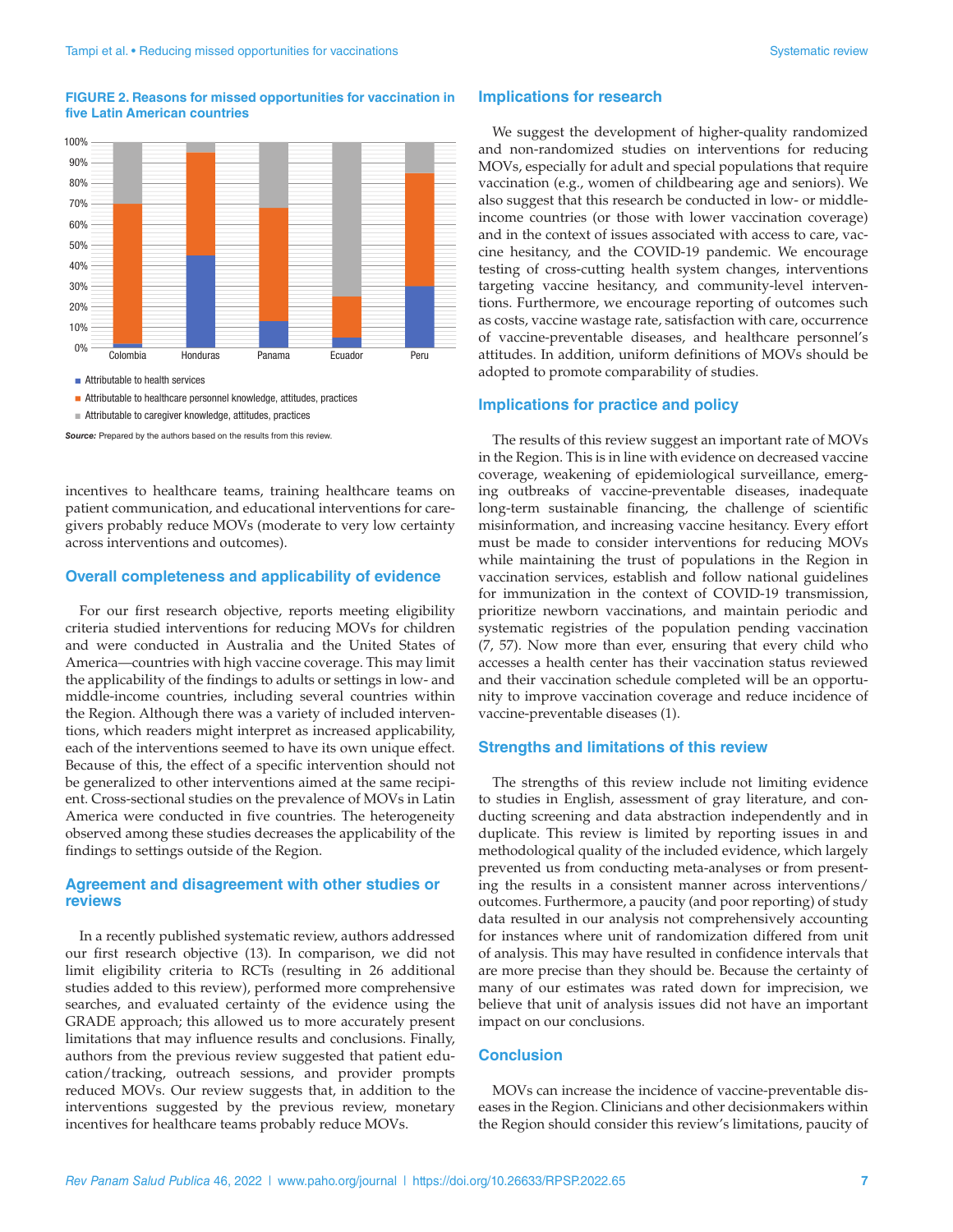**FIGURE 2. Reasons for missed opportunities for vaccination in five Latin American countries**

- Attributable to health services
- Attributable to healthcare personnel knowledge, attitudes, practices
- Attributable to caregiver knowledge, attitudes, practices

***Source:*** Prepared by the authors based on the results from this review.

incentives to healthcare teams, training healthcare teams on patient communication, and educational interventions for caregivers probably reduce MOVs (moderate to very low certainty across interventions and outcomes).

## Overall completeness and applicability of evidence

For our first research objective, reports meeting eligibility criteria studied interventions for reducing MOVs for children and were conducted in Australia and the United States of America—countries with high vaccine coverage. This may limit the applicability of the findings to adults or settings in low- and middle-income countries, including several countries within the Region. Although there was a variety of included interventions, which readers might interpret as increased applicability, each of the interventions seemed to have its own unique effect. Because of this, the effect of a specific intervention should not be generalized to other interventions aimed at the same recipient. Cross-sectional studies on the prevalence of MOVs in Latin America were conducted in five countries. The heterogeneity observed among these studies decreases the applicability of the findings to settings outside of the Region.

## Agreement and disagreement with other studies or reviews

In a recently published systematic review, authors addressed our first research objective (13). In comparison, we did not limit eligibility criteria to RCTs (resulting in 26 additional studies added to this review), performed more comprehensive searches, and evaluated certainty of the evidence using the GRADE approach; this allowed us to more accurately present limitations that may influence results and conclusions. Finally, authors from the previous review suggested that patient education/tracking, outreach sessions, and provider prompts reduced MOVs. Our review suggests that, in addition to the interventions suggested by the previous review, monetary incentives for healthcare teams probably reduce MOVs.

## Implications for research

We suggest the development of higher-quality randomized and non-randomized studies on interventions for reducing MOVs, especially for adult and special populations that require vaccination (e.g., women of childbearing age and seniors). We also suggest that this research be conducted in low- or middle-income countries (or those with lower vaccination coverage) and in the context of issues associated with access to care, vaccine hesitancy, and the COVID-19 pandemic. We encourage testing of cross-cutting health system changes, interventions targeting vaccine hesitancy, and community-level interventions. Furthermore, we encourage reporting of outcomes such as costs, vaccine wastage rate, satisfaction with care, occurrence of vaccine-preventable diseases, and healthcare personnel's attitudes. In addition, uniform definitions of MOVs should be adopted to promote comparability of studies.

## Implications for practice and policy

The results of this review suggest an important rate of MOVs in the Region. This is in line with evidence on decreased vaccine coverage, weakening of epidemiological surveillance, emerging outbreaks of vaccine-preventable diseases, inadequate long-term sustainable financing, the challenge of scientific misinformation, and increasing vaccine hesitancy. Every effort must be made to consider interventions for reducing MOVs while maintaining the trust of populations in the Region in vaccination services, establish and follow national guidelines for immunization in the context of COVID-19 transmission, prioritize newborn vaccinations, and maintain periodic and systematic registries of the population pending vaccination (7, 57). Now more than ever, ensuring that every child who accesses a health center has their vaccination status reviewed and their vaccination schedule completed will be an opportunity to improve vaccination coverage and reduce incidence of vaccine-preventable diseases (1).

## Strengths and limitations of this review

The strengths of this review include not limiting evidence to studies in English, assessment of gray literature, and conducting screening and data abstraction independently and in duplicate. This review is limited by reporting issues in and methodological quality of the included evidence, which largely prevented us from conducting meta-analyses or from presenting the results in a consistent manner across interventions/outcomes. Furthermore, a paucity (and poor reporting) of study data resulted in our analysis not comprehensively accounting for instances where unit of randomization differed from unit of analysis. This may have resulted in confidence intervals that are more precise than they should be. Because the certainty of many of our estimates was rated down for imprecision, we believe that unit of analysis issues did not have an important impact on our conclusions.

## Conclusion

MOVs can increase the incidence of vaccine-preventable diseases in the Region. Clinicians and other decisionmakers within the Region should consider this review's limitations, paucity of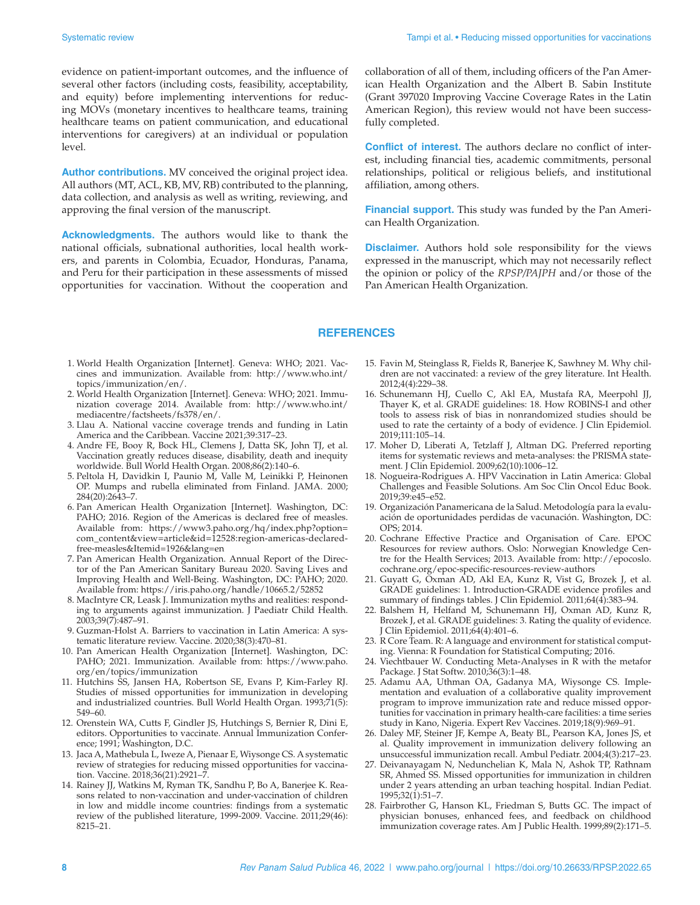evidence on patient-important outcomes, and the influence of several other factors (including costs, feasibility, acceptability, and equity) before implementing interventions for reducing MOVs (monetary incentives to healthcare teams, training healthcare teams on patient communication, and educational interventions for caregivers) at an individual or population level.

**Author contributions.** MV conceived the original project idea. All authors (MT, ACL, KB, MV, RB) contributed to the planning, data collection, and analysis as well as writing, reviewing, and approving the final version of the manuscript.

**Acknowledgments.** The authors would like to thank the national officials, subnational authorities, local health workers, and parents in Colombia, Ecuador, Honduras, Panama, and Peru for their participation in these assessments of missed opportunities for vaccination. Without the cooperation and collaboration of all of them, including officers of the Pan American Health Organization and the Albert B. Sabin Institute (Grant 397020 Improving Vaccine Coverage Rates in the Latin American Region), this review would not have been successfully completed.

**Conflict of interest.** The authors declare no conflict of interest, including financial ties, academic commitments, personal relationships, political or religious beliefs, and institutional affiliation, among others.

**Financial support.** This study was funded by the Pan American Health Organization.

**Disclaimer.** Authors hold sole responsibility for the views expressed in the manuscript, which may not necessarily reflect the opinion or policy of the *RPSP/PAJPH* and/or those of the Pan American Health Organization.

## REFERENCES

1. World Health Organization [Internet]. Geneva: WHO; 2021. Vaccines and immunization. Available from: http://www.who.int/topics/immunization/en/.
2. World Health Organization [Internet]. Geneva: WHO; 2021. Immunization coverage 2014. Available from: http://www.who.int/mediacentre/factsheets/fs378/en/.
3. Llau A. National vaccine coverage trends and funding in Latin America and the Caribbean. Vaccine 2021;39:317–23.
4. Andre FE, Booy R, Bock HL, Clemens J, Datta SK, John TJ, et al. Vaccination greatly reduces disease, disability, death and inequity worldwide. Bull World Health Organ. 2008;86(2):140–6.
5. Peltola H, Davidkin I, Paunio M, Valle M, Leinikki P, Heinonen OP. Mumps and rubella eliminated from Finland. JAMA. 2000; 284(20):2643–7.
6. Pan American Health Organization [Internet]. Washington, DC: PAHO; 2016. Region of the Americas is declared free of measles. Available from: https://www3.paho.org/hq/index.php?option=com_content&view=article&id=12528:region-americas-declared-free-measles&Itemid=1926&lang=en
7. Pan American Health Organization. Annual Report of the Director of the Pan American Sanitary Bureau 2020. Saving Lives and Improving Health and Well-Being. Washington, DC: PAHO; 2020. Available from: https://iris.paho.org/handle/10665.2/52852
8. MacIntyre CR, Leask J. Immunization myths and realities: responding to arguments against immunization. J Paediatr Child Health. 2003;39(7):487–91.
9. Guzman-Holst A. Barriers to vaccination in Latin America: A systematic literature review. Vaccine. 2020;38(3):470–81.
10. Pan American Health Organization [Internet]. Washington, DC: PAHO; 2021. Immunization. Available from: https://www.paho.org/en/topics/immunization
11. Hutchins SS, Jansen HA, Robertson SE, Evans P, Kim-Farley RJ. Studies of missed opportunities for immunization in developing and industrialized countries. Bull World Health Organ. 1993;71(5): 549–60.
12. Orenstein WA, Cutts F, Gindler JS, Hutchings S, Bernier R, Dini E, editors. Opportunities to vaccinate. Annual Immunization Conference; 1991; Washington, D.C.
13. Jaca A, Mathebula L, Iweze A, Pienaar E, Wiysonge CS. A systematic review of strategies for reducing missed opportunities for vaccination. Vaccine. 2018;36(21):2921–7.
14. Rainey JJ, Watkins M, Ryman TK, Sandhu P, Bo A, Banerjee K. Reasons related to non-vaccination and under-vaccination of children in low and middle income countries: findings from a systematic review of the published literature, 1999-2009. Vaccine. 2011;29(46): 8215–21.
15. Favin M, Steinglass R, Fields R, Banerjee K, Sawhney M. Why children are not vaccinated: a review of the grey literature. Int Health. 2012;4(4):229–38.
16. Schunemann HJ, Cuello C, Akl EA, Mustafa RA, Meerpohl JJ, Thayer K, et al. GRADE guidelines: 18. How ROBINS-I and other tools to assess risk of bias in nonrandomized studies should be used to rate the certainty of a body of evidence. J Clin Epidemiol. 2019;111:105–14.
17. Moher D, Liberati A, Tetzlaff J, Altman DG. Preferred reporting items for systematic reviews and meta-analyses: the PRISMA statement. J Clin Epidemiol. 2009;62(10):1006–12.
18. Nogueira-Rodrigues A. HPV Vaccination in Latin America: Global Challenges and Feasible Solutions. Am Soc Clin Oncol Educ Book. 2019;39:e45–e52.
19. Organización Panamericana de la Salud. Metodología para la evaluación de oportunidades perdidas de vacunación. Washington, DC: OPS; 2014.
20. Cochrane Effective Practice and Organisation of Care. EPOC Resources for review authors. Oslo: Norwegian Knowledge Centre for the Health Services; 2013. Available from: http://epocoslo.cochrane.org/epoc-specific-resources-review-authors
21. Guyatt G, Oxman AD, Akl EA, Kunz R, Vist G, Brozek J, et al. GRADE guidelines: 1. Introduction-GRADE evidence profiles and summary of findings tables. J Clin Epidemiol. 2011;64(4):383–94.
22. Balshem H, Helfand M, Schunemann HJ, Oxman AD, Kunz R, Brozek J, et al. GRADE guidelines: 3. Rating the quality of evidence. J Clin Epidemiol. 2011;64(4):401–6.
23. R Core Team. R: A language and environment for statistical computing. Vienna: R Foundation for Statistical Computing; 2016.
24. Viechtbauer W. Conducting Meta-Analyses in R with the metafor Package. J Stat Softw. 2010;36(3):1–48.
25. Adamu AA, Uthman OA, Gadanya MA, Wiysonge CS. Implementation and evaluation of a collaborative quality improvement program to improve immunization rate and reduce missed opportunities for vaccination in primary health-care facilities: a time series study in Kano, Nigeria. Expert Rev Vaccines. 2019;18(9):969–91.
26. Daley MF, Steiner JF, Kempe A, Beaty BL, Pearson KA, Jones JS, et al. Quality improvement in immunization delivery following an unsuccessful immunization recall. Ambul Pediatr. 2004;4(3):217–23.
27. Deivanayagam N, Nedunchelian K, Mala N, Ashok TP, Rathnam SR, Ahmed SS. Missed opportunities for immunization in children under 2 years attending an urban teaching hospital. Indian Pediat. 1995;32(1):51–7.
28. Fairbrother G, Hanson KL, Friedman S, Butts GC. The impact of physician bonuses, enhanced fees, and feedback on childhood immunization coverage rates. Am J Public Health. 1999;89(2):171–5.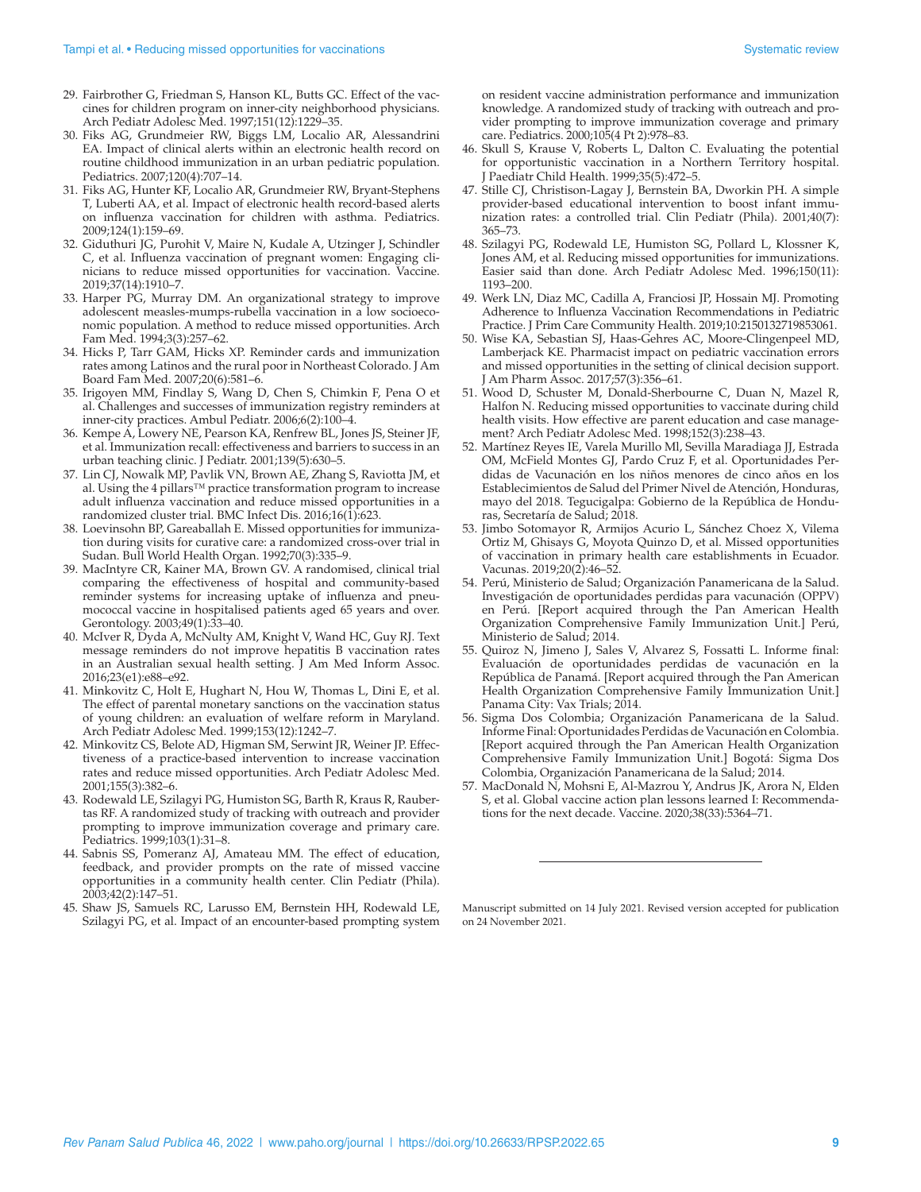29. Fairbrother G, Friedman S, Hanson KL, Butts GC. Effect of the vaccines for children program on inner-city neighborhood physicians. Arch Pediatr Adolesc Med. 1997;151(12):1229–35.
30. Fiks AG, Grundmeier RW, Biggs LM, Localio AR, Alessandrini EA. Impact of clinical alerts within an electronic health record on routine childhood immunization in an urban pediatric population. Pediatrics. 2007;120(4):707–14.
31. Fiks AG, Hunter KF, Localio AR, Grundmeier RW, Bryant-Stephens T, Luberti AA, et al. Impact of electronic health record-based alerts on influenza vaccination for children with asthma. Pediatrics. 2009;124(1):159–69.
32. Giduthuri JG, Purohit V, Maire N, Kudale A, Utzinger J, Schindler C, et al. Influenza vaccination of pregnant women: Engaging clinicians to reduce missed opportunities for vaccination. Vaccine. 2019;37(14):1910–7.
33. Harper PG, Murray DM. An organizational strategy to improve adolescent measles-mumps-rubella vaccination in a low socioeconomic population. A method to reduce missed opportunities. Arch Fam Med. 1994;3(3):257–62.
34. Hicks P, Tarr GAM, Hicks XP. Reminder cards and immunization rates among Latinos and the rural poor in Northeast Colorado. J Am Board Fam Med. 2007;20(6):581–6.
35. Irigoyen MM, Findlay S, Wang D, Chen S, Chimkin F, Pena O et al. Challenges and successes of immunization registry reminders at inner-city practices. Ambul Pediatr. 2006;6(2):100–4.
36. Kempe A, Lowery NE, Pearson KA, Renfrew BL, Jones JS, Steiner JF, et al. Immunization recall: effectiveness and barriers to success in an urban teaching clinic. J Pediatr. 2001;139(5):630–5.
37. Lin CJ, Nowalk MP, Pavlik VN, Brown AE, Zhang S, Raviotta JM, et al. Using the 4 pillars™ practice transformation program to increase adult influenza vaccination and reduce missed opportunities in a randomized cluster trial. BMC Infect Dis. 2016;16(1):623.
38. Loevinsohn BP, Gareaballah E. Missed opportunities for immunization during visits for curative care: a randomized cross-over trial in Sudan. Bull World Health Organ. 1992;70(3):335–9.
39. MacIntyre CR, Kainer MA, Brown GV. A randomised, clinical trial comparing the effectiveness of hospital and community-based reminder systems for increasing uptake of influenza and pneumococcal vaccine in hospitalised patients aged 65 years and over. Gerontology. 2003;49(1):33–40.
40. McIver R, Dyda A, McNulty AM, Knight V, Wand HC, Guy RJ. Text message reminders do not improve hepatitis B vaccination rates in an Australian sexual health setting. J Am Med Inform Assoc. 2016;23(e1):e88–e92.
41. Minkovitz C, Holt E, Hughart N, Hou W, Thomas L, Dini E, et al. The effect of parental monetary sanctions on the vaccination status of young children: an evaluation of welfare reform in Maryland. Arch Pediatr Adolesc Med. 1999;153(12):1242–7.
42. Minkovitz CS, Belote AD, Higman SM, Serwint JR, Weiner JP. Effectiveness of a practice-based intervention to increase vaccination rates and reduce missed opportunities. Arch Pediatr Adolesc Med. 2001;155(3):382–6.
43. Rodewald LE, Szilagyi PG, Humiston SG, Barth R, Kraus R, Raubertas RF. A randomized study of tracking with outreach and provider prompting to improve immunization coverage and primary care. Pediatrics. 1999;103(1):31–8.
44. Sabnis SS, Pomeranz AJ, Amateau MM. The effect of education, feedback, and provider prompts on the rate of missed vaccine opportunities in a community health center. Clin Pediatr (Phila). 2003;42(2):147–51.
45. Shaw JS, Samuels RC, Larusso EM, Bernstein HH, Rodewald LE, Szilagyi PG, et al. Impact of an encounter-based prompting system on resident vaccine administration performance and immunization knowledge. A randomized study of tracking with outreach and provider prompting to improve immunization coverage and primary care. Pediatrics. 2000;105(4 Pt 2):978–83.
46. Skull S, Krause V, Roberts L, Dalton C. Evaluating the potential for opportunistic vaccination in a Northern Territory hospital. J Paediatr Child Health. 1999;35(5):472–5.
47. Stille CJ, Christison-Lagay J, Bernstein BA, Dworkin PH. A simple provider-based educational intervention to boost infant immunization rates: a controlled trial. Clin Pediatr (Phila). 2001;40(7): 365–73.
48. Szilagyi PG, Rodewald LE, Humiston SG, Pollard L, Klossner K, Jones AM, et al. Reducing missed opportunities for immunizations. Easier said than done. Arch Pediatr Adolesc Med. 1996;150(11): 1193–200.
49. Werk LN, Diaz MC, Cadilla A, Franciosi JP, Hossain MJ. Promoting Adherence to Influenza Vaccination Recommendations in Pediatric Practice. J Prim Care Community Health. 2019;10:2150132719853061.
50. Wise KA, Sebastian SJ, Haas-Gehres AC, Moore-Clingenpeel MD, Lamberjack KE. Pharmacist impact on pediatric vaccination errors and missed opportunities in the setting of clinical decision support. J Am Pharm Assoc. 2017;57(3):356–61.
51. Wood D, Schuster M, Donald-Sherbourne C, Duan N, Mazel R, Halfon N. Reducing missed opportunities to vaccinate during child health visits. How effective are parent education and case management? Arch Pediatr Adolesc Med. 1998;152(3):238–43.
52. Martínez Reyes IE, Varela Murillo Ml, Sevilla Maradiaga JJ, Estrada OM, McField Montes GJ, Pardo Cruz F, et al. Oportunidades Perdidas de Vacunación en los niños menores de cinco años en los Establecimientos de Salud del Primer Nivel de Atención, Honduras, mayo del 2018. Tegucigalpa: Gobierno de la República de Honduras, Secretaría de Salud; 2018.
53. Jimbo Sotomayor R, Armijos Acurio L, Sánchez Choez X, Vilema Ortiz M, Ghisays G, Moyota Quinzo D, et al. Missed opportunities of vaccination in primary health care establishments in Ecuador. Vacunas. 2019;20(2):46–52.
54. Perú, Ministerio de Salud; Organización Panamericana de la Salud. Investigación de oportunidades perdidas para vacunación (OPPV) en Perú. [Report acquired through the Pan American Health Organization Comprehensive Family Immunization Unit.] Perú, Ministerio de Salud; 2014.
55. Quiroz N, Jimeno J, Sales V, Alvarez S, Fossatti L. Informe final: Evaluación de oportunidades perdidas de vacunación en la República de Panamá. [Report acquired through the Pan American Health Organization Comprehensive Family Immunization Unit.] Panama City: Vax Trials; 2014.
56. Sigma Dos Colombia; Organización Panamericana de la Salud. Informe Final: Oportunidades Perdidas de Vacunación en Colombia. [Report acquired through the Pan American Health Organization Comprehensive Family Immunization Unit.] Bogotá: Sigma Dos Colombia, Organización Panamericana de la Salud; 2014.
57. MacDonald N, Mohsni E, Al-Mazrou Y, Andrus JK, Arora N, Elden S, et al. Global vaccine action plan lessons learned I: Recommendations for the next decade. Vaccine. 2020;38(33):5364–71.

---

Manuscript submitted on 14 July 2021. Revised version accepted for publication on 24 November 2021.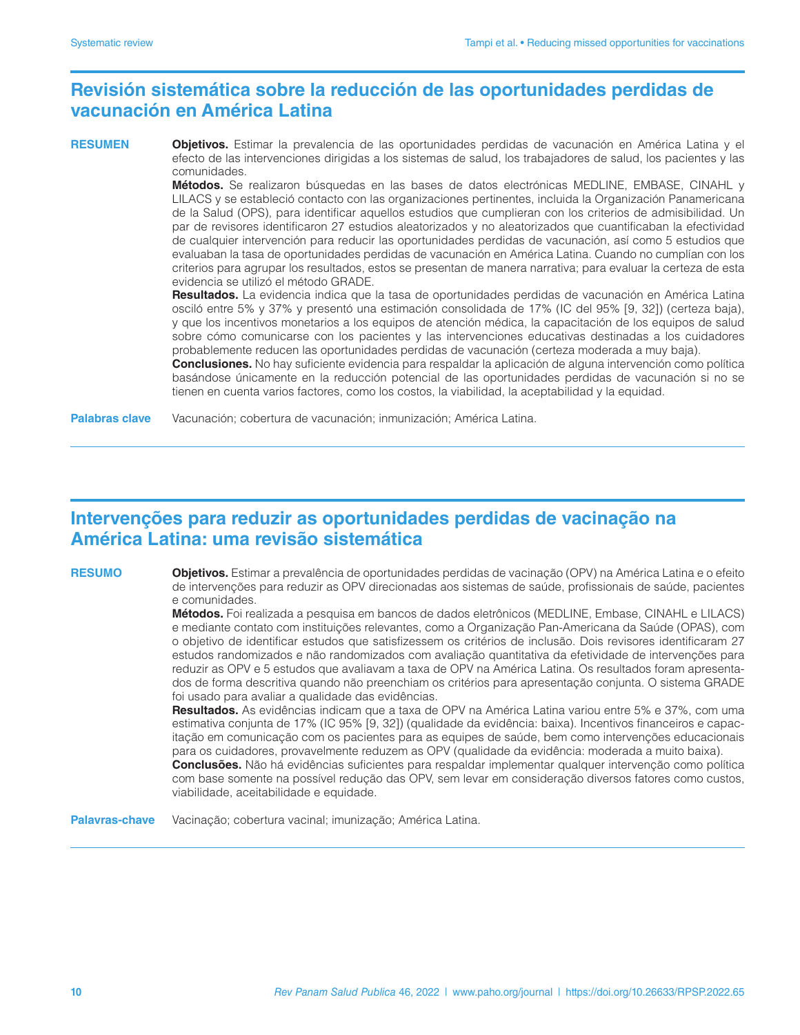## Revisión sistemática sobre la reducción de las oportunidades perdidas de vacunación en América Latina

**RESUMEN**

**Objetivos.** Estimar la prevalencia de las oportunidades perdidas de vacunación en América Latina y el efecto de las intervenciones dirigidas a los sistemas de salud, los trabajadores de salud, los pacientes y las comunidades.

**Métodos.** Se realizaron búsquedas en las bases de datos electrónicas MEDLINE, EMBASE, CINAHL y LILACS y se estableció contacto con las organizaciones pertinentes, incluida la Organización Panamericana de la Salud (OPS), para identificar aquellos estudios que cumplieran con los criterios de admisibilidad. Un par de revisores identificaron 27 estudios aleatorizados y no aleatorizados que cuantificaban la efectividad de cualquier intervención para reducir las oportunidades perdidas de vacunación, así como 5 estudios que evaluaban la tasa de oportunidades perdidas de vacunación en América Latina. Cuando no cumplían con los criterios para agrupar los resultados, estos se presentan de manera narrativa; para evaluar la certeza de esta evidencia se utilizó el método GRADE.

**Resultados.** La evidencia indica que la tasa de oportunidades perdidas de vacunación en América Latina osciló entre 5% y 37% y presentó una estimación consolidada de 17% (IC del 95% [9, 32]) (certeza baja), y que los incentivos monetarios a los equipos de atención médica, la capacitación de los equipos de salud sobre cómo comunicarse con los pacientes y las intervenciones educativas destinadas a los cuidadores probablemente reducen las oportunidades perdidas de vacunación (certeza moderada a muy baja).

**Conclusiones.** No hay suficiente evidencia para respaldar la aplicación de alguna intervención como política basándose únicamente en la reducción potencial de las oportunidades perdidas de vacunación si no se tienen en cuenta varios factores, como los costos, la viabilidad, la aceptabilidad y la equidad.

**Palabras clave** Vacunación; cobertura de vacunación; inmunización; América Latina.

## Intervenções para reduzir as oportunidades perdidas de vacinação na América Latina: uma revisão sistemática

**RESUMO**

**Objetivos.** Estimar a prevalência de oportunidades perdidas de vacinação (OPV) na América Latina e o efeito de intervenções para reduzir as OPV direcionadas aos sistemas de saúde, profissionais de saúde, pacientes e comunidades.

**Métodos.** Foi realizada a pesquisa em bancos de dados eletrônicos (MEDLINE, Embase, CINAHL e LILACS) e mediante contato com instituições relevantes, como a Organização Pan-Americana da Saúde (OPAS), com o objetivo de identificar estudos que satisfizessem os critérios de inclusão. Dois revisores identificaram 27 estudos randomizados e não randomizados com avaliação quantitativa da efetividade de intervenções para reduzir as OPV e 5 estudos que avaliavam a taxa de OPV na América Latina. Os resultados foram apresentados de forma descritiva quando não preenchiam os critérios para apresentação conjunta. O sistema GRADE foi usado para avaliar a qualidade das evidências.

**Resultados.** As evidências indicam que a taxa de OPV na América Latina variou entre 5% e 37%, com uma estimativa conjunta de 17% (IC 95% [9, 32]) (qualidade da evidência: baixa). Incentivos financeiros e capacitação em comunicação com os pacientes para as equipes de saúde, bem como intervenções educacionais para os cuidadores, provavelmente reduzem as OPV (qualidade da evidência: moderada a muito baixa).

**Conclusões.** Não há evidências suficientes para respaldar implementar qualquer intervenção como política com base somente na possível redução das OPV, sem levar em consideração diversos fatores como custos, viabilidade, aceitabilidade e equidade.

**Palavras-chave** Vacinação; cobertura vacinal; imunização; América Latina.